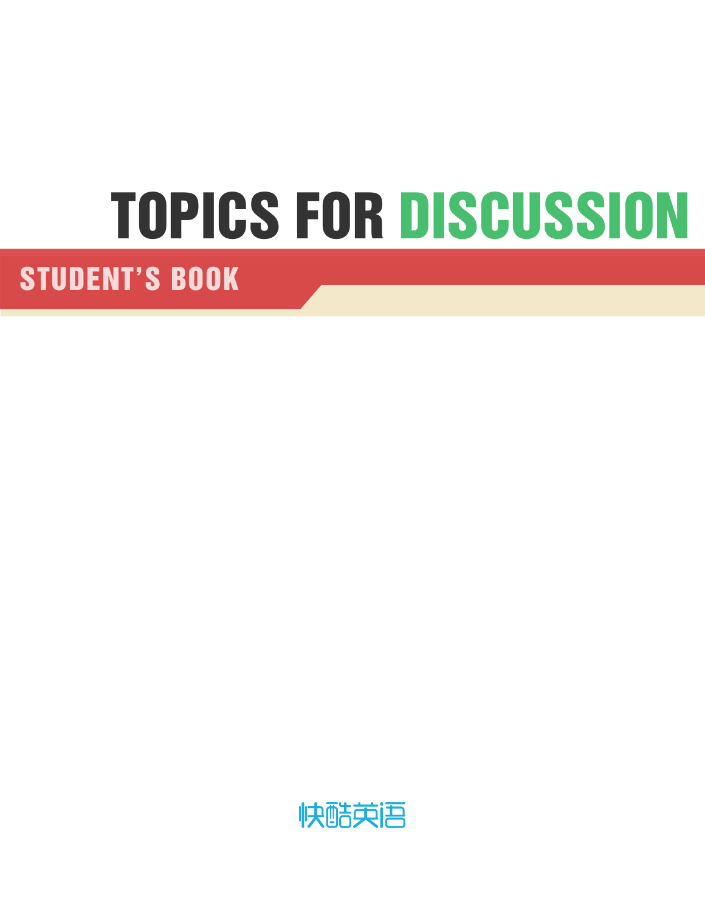# TOPICS FOR DISCUSSION

## STUDENT'S BOOK

快酷英语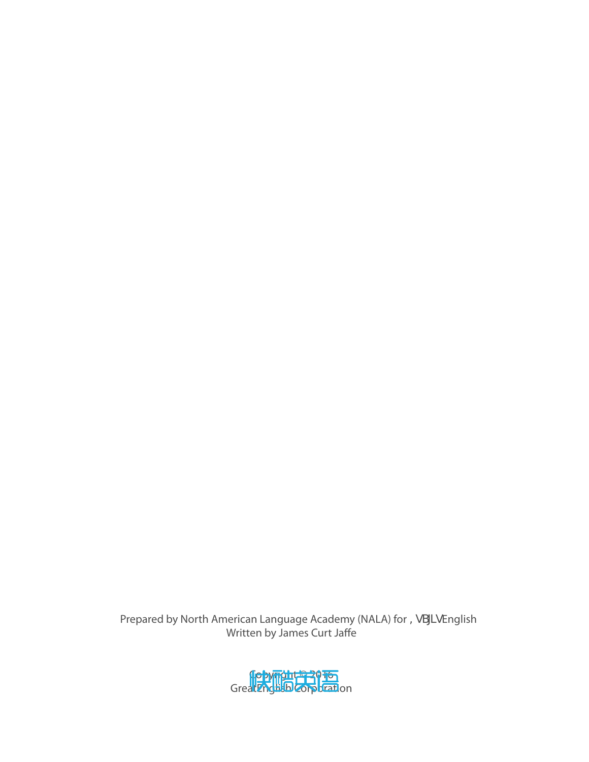Prepared by North American Language Academy (NALA) for , VBJLV English
Written by James Curt Jaffe

Copyright © 2016
Great English Corporation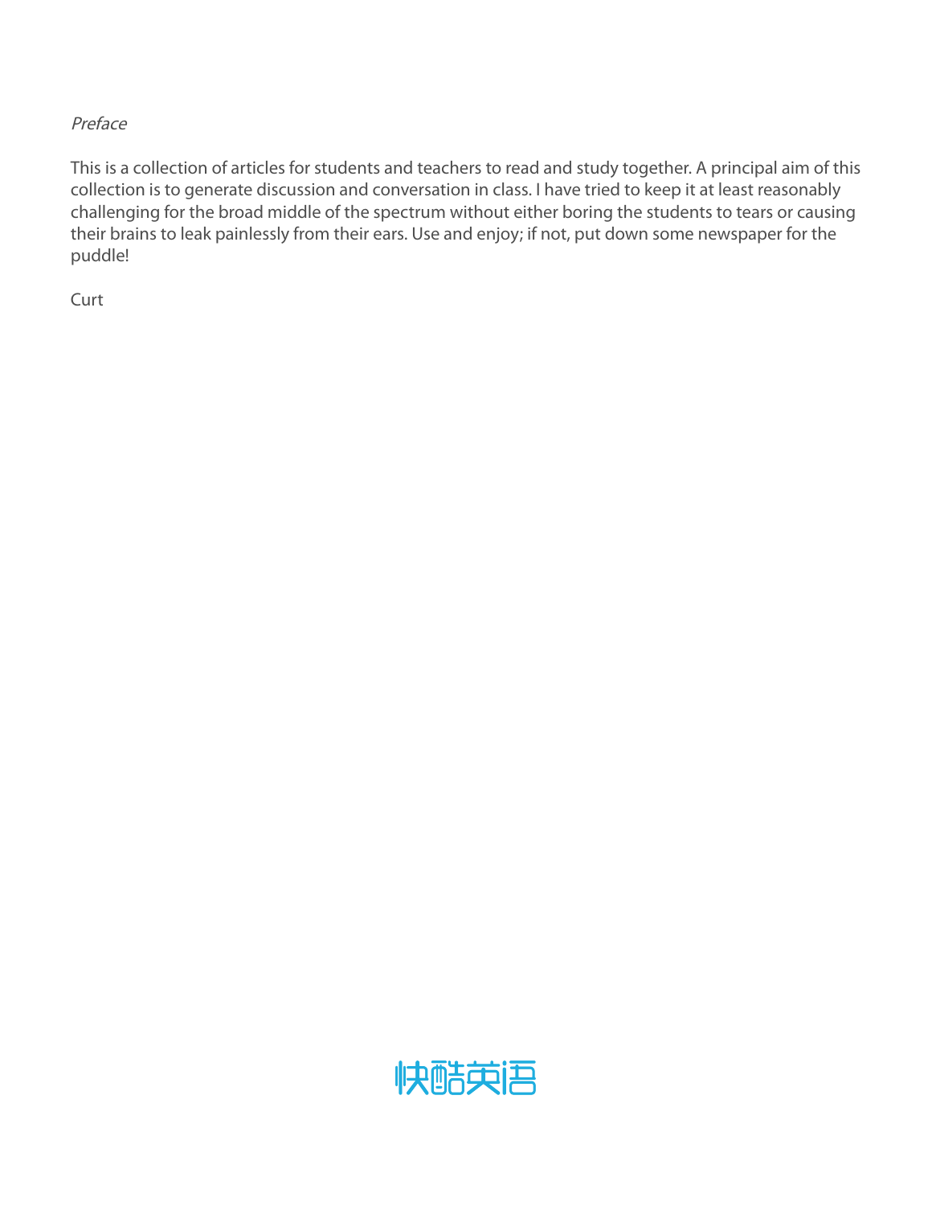*Preface*

This is a collection of articles for students and teachers to read and study together. A principal aim of this collection is to generate discussion and conversation in class. I have tried to keep it at least reasonably challenging for the broad middle of the spectrum without either boring the students to tears or causing their brains to leak painlessly from their ears. Use and enjoy; if not, put down some newspaper for the puddle!

Curt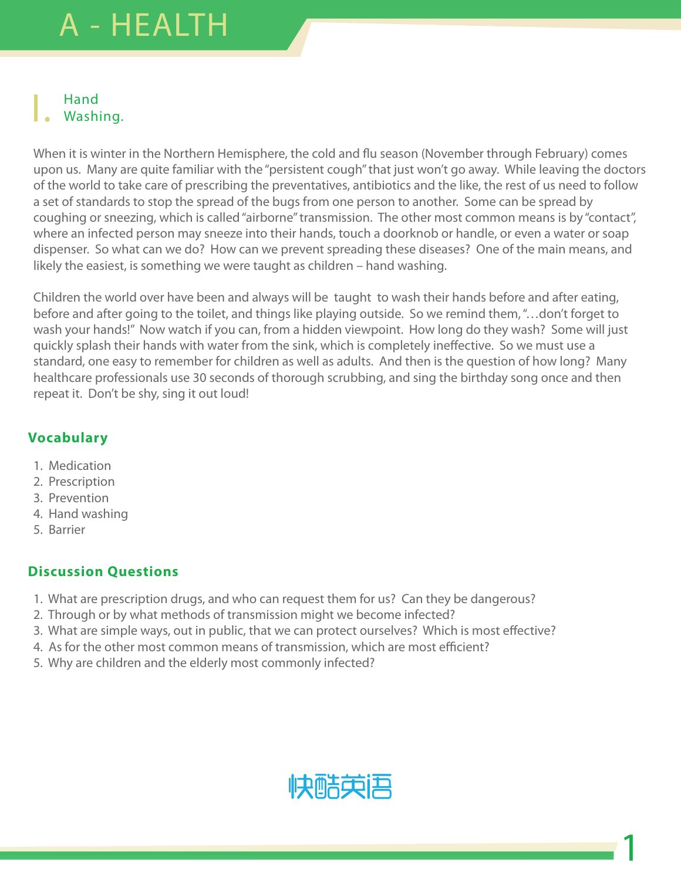# A - HEALTH

## I. Hand Washing.

When it is winter in the Northern Hemisphere, the cold and flu season (November through February) comes upon us. Many are quite familiar with the "persistent cough" that just won't go away. While leaving the doctors of the world to take care of prescribing the preventatives, antibiotics and the like, the rest of us need to follow a set of standards to stop the spread of the bugs from one person to another. Some can be spread by coughing or sneezing, which is called "airborne" transmission. The other most common means is by "contact", where an infected person may sneeze into their hands, touch a doorknob or handle, or even a water or soap dispenser. So what can we do? How can we prevent spreading these diseases? One of the main means, and likely the easiest, is something we were taught as children – hand washing.

Children the world over have been and always will be taught to wash their hands before and after eating, before and after going to the toilet, and things like playing outside. So we remind them, "…don't forget to wash your hands!" Now watch if you can, from a hidden viewpoint. How long do they wash? Some will just quickly splash their hands with water from the sink, which is completely ineffective. So we must use a standard, one easy to remember for children as well as adults. And then is the question of how long? Many healthcare professionals use 30 seconds of thorough scrubbing, and sing the birthday song once and then repeat it. Don't be shy, sing it out loud!

### Vocabulary

1. Medication
2. Prescription
3. Prevention
4. Hand washing
5. Barrier

### Discussion Questions

1. What are prescription drugs, and who can request them for us? Can they be dangerous?
2. Through or by what methods of transmission might we become infected?
3. What are simple ways, out in public, that we can protect ourselves? Which is most effective?
4. As for the other most common means of transmission, which are most efficient?
5. Why are children and the elderly most commonly infected?

快酷英语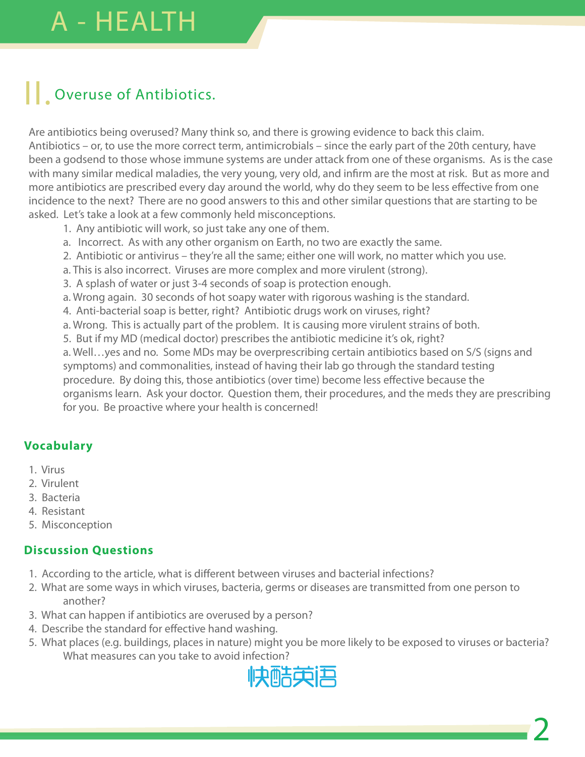# A - HEALTH

## II. Overuse of Antibiotics.

Are antibiotics being overused? Many think so, and there is growing evidence to back this claim. Antibiotics – or, to use the more correct term, antimicrobials – since the early part of the 20th century, have been a godsend to those whose immune systems are under attack from one of these organisms. As is the case with many similar medical maladies, the very young, very old, and infirm are the most at risk. But as more and more antibiotics are prescribed every day around the world, why do they seem to be less effective from one incidence to the next? There are no good answers to this and other similar questions that are starting to be asked. Let's take a look at a few commonly held misconceptions.

1. Any antibiotic will work, so just take any one of them.
   a. Incorrect. As with any other organism on Earth, no two are exactly the same.
2. Antibiotic or antivirus – they're all the same; either one will work, no matter which you use.
   a. This is also incorrect. Viruses are more complex and more virulent (strong).
3. A splash of water or just 3-4 seconds of soap is protection enough.
   a. Wrong again. 30 seconds of hot soapy water with rigorous washing is the standard.
4. Anti-bacterial soap is better, right? Antibiotic drugs work on viruses, right?
   a. Wrong. This is actually part of the problem. It is causing more virulent strains of both.
5. But if my MD (medical doctor) prescribes the antibiotic medicine it's ok, right?
   a. Well…yes and no. Some MDs may be overprescribing certain antibiotics based on S/S (signs and symptoms) and commonalities, instead of having their lab go through the standard testing procedure. By doing this, those antibiotics (over time) become less effective because the organisms learn. Ask your doctor. Question them, their procedures, and the meds they are prescribing for you. Be proactive where your health is concerned!

### Vocabulary

1. Virus
2. Virulent
3. Bacteria
4. Resistant
5. Misconception

### Discussion Questions

1. According to the article, what is different between viruses and bacterial infections?
2. What are some ways in which viruses, bacteria, germs or diseases are transmitted from one person to another?
3. What can happen if antibiotics are overused by a person?
4. Describe the standard for effective hand washing.
5. What places (e.g. buildings, places in nature) might you be more likely to be exposed to viruses or bacteria? What measures can you take to avoid infection?

快酷英语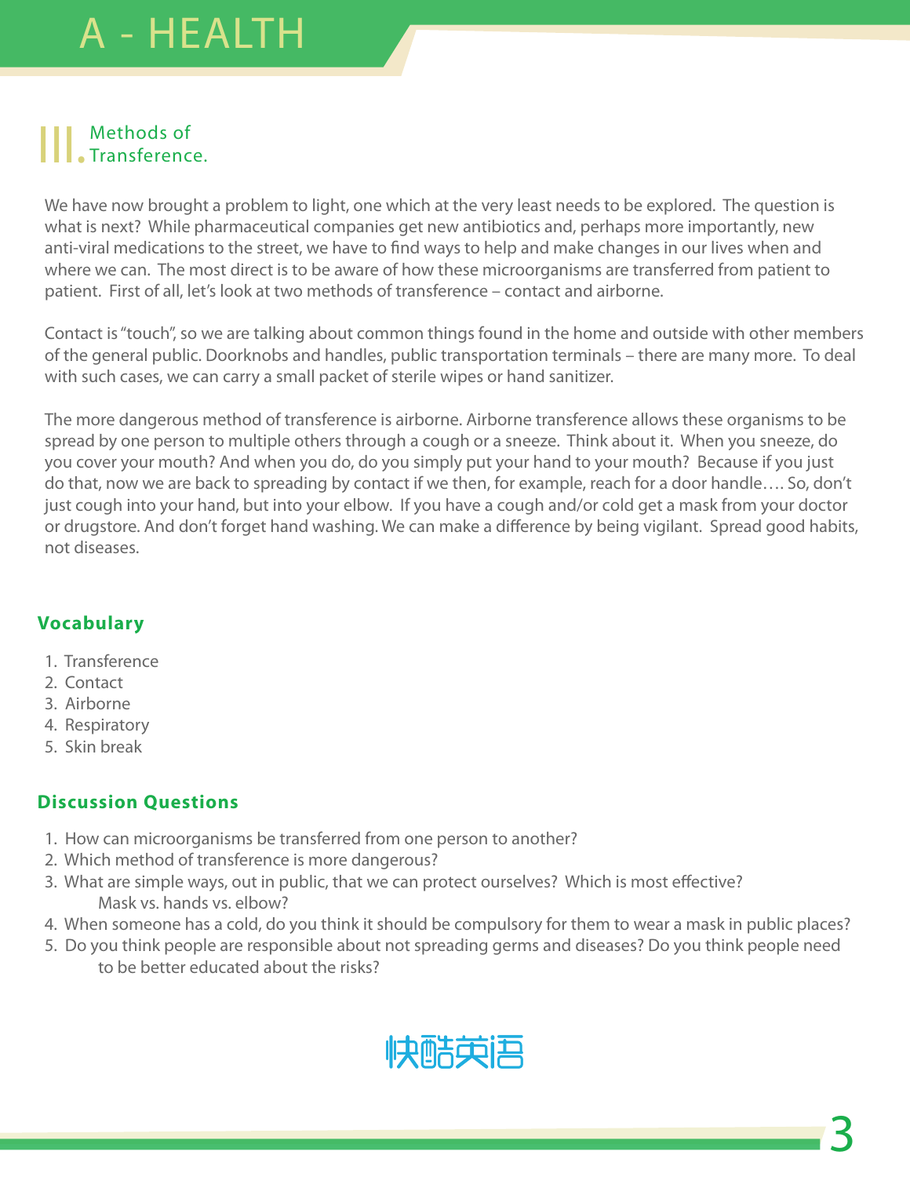# A - HEALTH

## III. Methods of Transference.

We have now brought a problem to light, one which at the very least needs to be explored. The question is what is next? While pharmaceutical companies get new antibiotics and, perhaps more importantly, new anti-viral medications to the street, we have to find ways to help and make changes in our lives when and where we can. The most direct is to be aware of how these microorganisms are transferred from patient to patient. First of all, let's look at two methods of transference – contact and airborne.

Contact is "touch", so we are talking about common things found in the home and outside with other members of the general public. Doorknobs and handles, public transportation terminals – there are many more. To deal with such cases, we can carry a small packet of sterile wipes or hand sanitizer.

The more dangerous method of transference is airborne. Airborne transference allows these organisms to be spread by one person to multiple others through a cough or a sneeze. Think about it. When you sneeze, do you cover your mouth? And when you do, do you simply put your hand to your mouth? Because if you just do that, now we are back to spreading by contact if we then, for example, reach for a door handle…. So, don't just cough into your hand, but into your elbow. If you have a cough and/or cold get a mask from your doctor or drugstore. And don't forget hand washing. We can make a difference by being vigilant. Spread good habits, not diseases.

### Vocabulary

1. Transference
2. Contact
3. Airborne
4. Respiratory
5. Skin break

### Discussion Questions

1. How can microorganisms be transferred from one person to another?
2. Which method of transference is more dangerous?
3. What are simple ways, out in public, that we can protect ourselves? Which is most effective? Mask vs. hands vs. elbow?
4. When someone has a cold, do you think it should be compulsory for them to wear a mask in public places?
5. Do you think people are responsible about not spreading germs and diseases? Do you think people need to be better educated about the risks?

快酷英语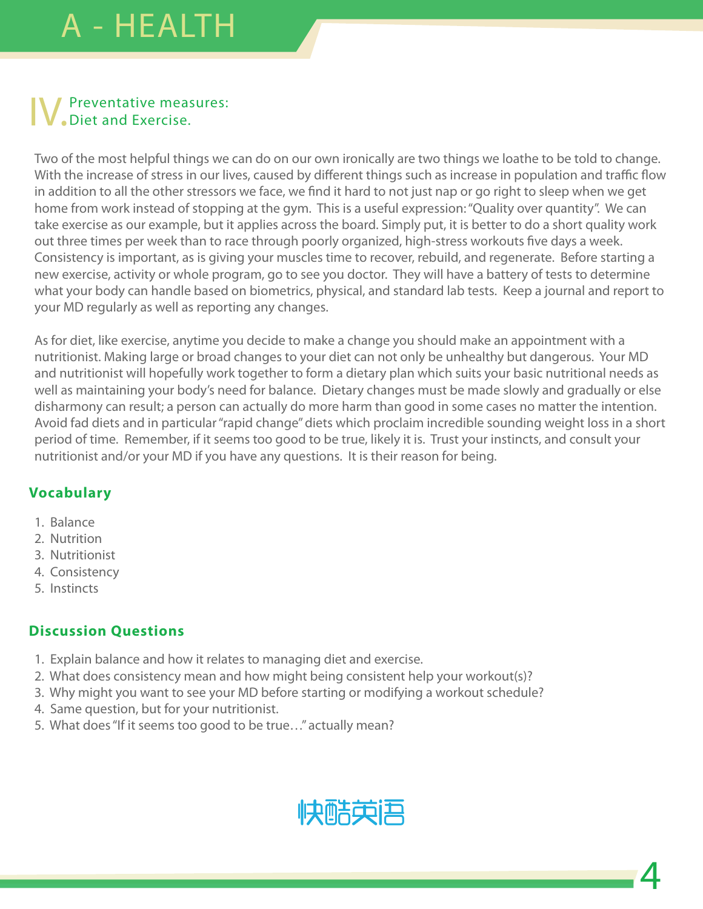# A - HEALTH

## IV. Preventative measures: Diet and Exercise.

Two of the most helpful things we can do on our own ironically are two things we loathe to be told to change. With the increase of stress in our lives, caused by different things such as increase in population and traffic flow in addition to all the other stressors we face, we find it hard to not just nap or go right to sleep when we get home from work instead of stopping at the gym. This is a useful expression: "Quality over quantity". We can take exercise as our example, but it applies across the board. Simply put, it is better to do a short quality work out three times per week than to race through poorly organized, high-stress workouts five days a week. Consistency is important, as is giving your muscles time to recover, rebuild, and regenerate. Before starting a new exercise, activity or whole program, go to see you doctor. They will have a battery of tests to determine what your body can handle based on biometrics, physical, and standard lab tests. Keep a journal and report to your MD regularly as well as reporting any changes.

As for diet, like exercise, anytime you decide to make a change you should make an appointment with a nutritionist. Making large or broad changes to your diet can not only be unhealthy but dangerous. Your MD and nutritionist will hopefully work together to form a dietary plan which suits your basic nutritional needs as well as maintaining your body's need for balance. Dietary changes must be made slowly and gradually or else disharmony can result; a person can actually do more harm than good in some cases no matter the intention. Avoid fad diets and in particular "rapid change" diets which proclaim incredible sounding weight loss in a short period of time. Remember, if it seems too good to be true, likely it is. Trust your instincts, and consult your nutritionist and/or your MD if you have any questions. It is their reason for being.

### Vocabulary

1. Balance
2. Nutrition
3. Nutritionist
4. Consistency
5. Instincts

### Discussion Questions

1. Explain balance and how it relates to managing diet and exercise.
2. What does consistency mean and how might being consistent help your workout(s)?
3. Why might you want to see your MD before starting or modifying a workout schedule?
4. Same question, but for your nutritionist.
5. What does "If it seems too good to be true…" actually mean?

快酷英语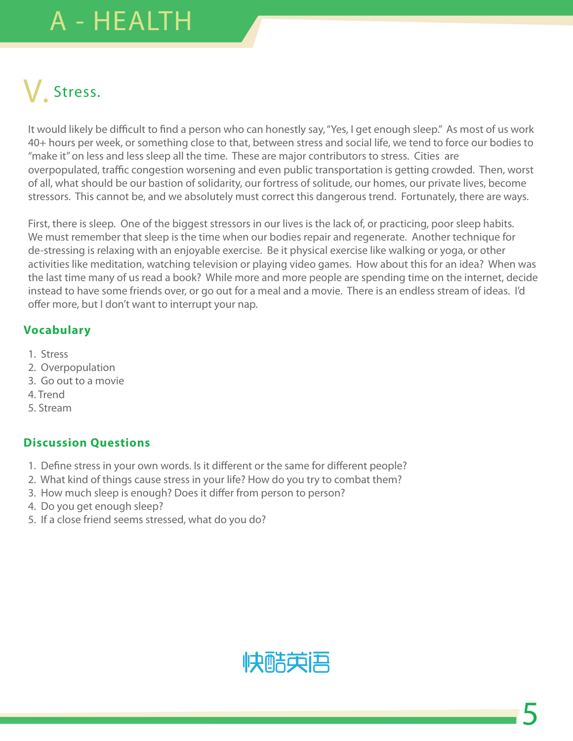# A - HEALTH

## V. Stress.

It would likely be difficult to find a person who can honestly say, "Yes, I get enough sleep." As most of us work 40+ hours per week, or something close to that, between stress and social life, we tend to force our bodies to "make it" on less and less sleep all the time. These are major contributors to stress. Cities are overpopulated, traffic congestion worsening and even public transportation is getting crowded. Then, worst of all, what should be our bastion of solidarity, our fortress of solitude, our homes, our private lives, become stressors. This cannot be, and we absolutely must correct this dangerous trend. Fortunately, there are ways.

First, there is sleep. One of the biggest stressors in our lives is the lack of, or practicing, poor sleep habits. We must remember that sleep is the time when our bodies repair and regenerate. Another technique for de-stressing is relaxing with an enjoyable exercise. Be it physical exercise like walking or yoga, or other activities like meditation, watching television or playing video games. How about this for an idea? When was the last time many of us read a book? While more and more people are spending time on the internet, decide instead to have some friends over, or go out for a meal and a movie. There is an endless stream of ideas. I'd offer more, but I don't want to interrupt your nap.

### Vocabulary

1. Stress
2. Overpopulation
3. Go out to a movie
4. Trend
5. Stream

### Discussion Questions

1. Define stress in your own words. Is it different or the same for different people?
2. What kind of things cause stress in your life? How do you try to combat them?
3. How much sleep is enough? Does it differ from person to person?
4. Do you get enough sleep?
5. If a close friend seems stressed, what do you do?

快酷英语